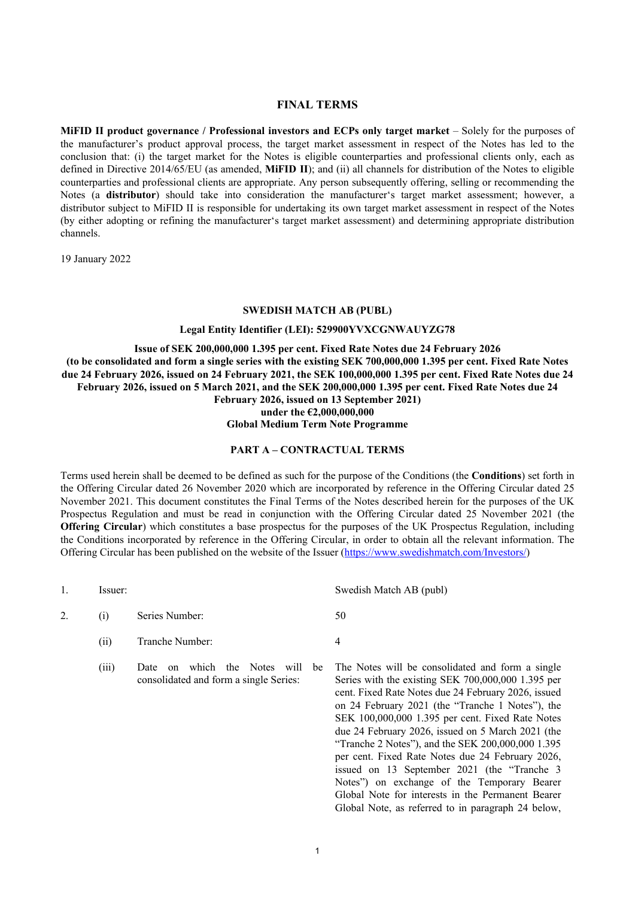# FINAL TERMS

**MiFID II product governance / Professional investors and ECPs only target market** – Solely for the purposes of the manufacturer's product approval process, the target market assessment in respect of the Notes has led to the conclusion that: (i) the target market for the Notes is eligible counterparties and professional clients only, each as defined in Directive 2014/65/EU (as amended, **MiFID II**); and (ii) all channels for distribution of the Notes to eligible counterparties and professional clients are appropriate. Any person subsequently offering, selling or recommending the Notes (a **distributor**) should take into consideration the manufacturer's target market assessment; however, a distributor subject to MiFID II is responsible for undertaking its own target market assessment in respect of the Notes (by either adopting or refining the manufacturer's target market assessment) and determining appropriate distribution channels.

19 January 2022

**SWEDISH MATCH AB (PUBL)**

**Legal Entity Identifier (LEI): 529900YVXCGNWAUYZG78**

**Issue of SEK 200,000,000 1.395 per cent. Fixed Rate Notes due 24 February 2026 (to be consolidated and form a single series with the existing SEK 700,000,000 1.395 per cent. Fixed Rate Notes due 24 February 2026, issued on 24 February 2021, the SEK 100,000,000 1.395 per cent. Fixed Rate Notes due 24 February 2026, issued on 5 March 2021, and the SEK 200,000,000 1.395 per cent. Fixed Rate Notes due 24 February 2026, issued on 13 September 2021) under the €2,000,000,000 Global Medium Term Note Programme**

## PART A – CONTRACTUAL TERMS

Terms used herein shall be deemed to be defined as such for the purpose of the Conditions (the **Conditions**) set forth in the Offering Circular dated 26 November 2020 which are incorporated by reference in the Offering Circular dated 25 November 2021. This document constitutes the Final Terms of the Notes described herein for the purposes of the UK Prospectus Regulation and must be read in conjunction with the Offering Circular dated 25 November 2021 (the **Offering Circular**) which constitutes a base prospectus for the purposes of the UK Prospectus Regulation, including the Conditions incorporated by reference in the Offering Circular, in order to obtain all the relevant information. The Offering Circular has been published on the website of the Issuer (https://www.swedishmatch.com/Investors/)

| | | | |
|---|---|---|---|
| 1. | Issuer: | | Swedish Match AB (publ) |
| 2. | (i) | Series Number: | 50 |
| | (ii) | Tranche Number: | 4 |
| | (iii) | Date on which the Notes will be consolidated and form a single Series: | The Notes will be consolidated and form a single Series with the existing SEK 700,000,000 1.395 per cent. Fixed Rate Notes due 24 February 2026, issued on 24 February 2021 (the "Tranche 1 Notes"), the SEK 100,000,000 1.395 per cent. Fixed Rate Notes due 24 February 2026, issued on 5 March 2021 (the "Tranche 2 Notes"), and the SEK 200,000,000 1.395 per cent. Fixed Rate Notes due 24 February 2026, issued on 13 September 2021 (the "Tranche 3 Notes") on exchange of the Temporary Bearer Global Note for interests in the Permanent Bearer Global Note, as referred to in paragraph 24 below, |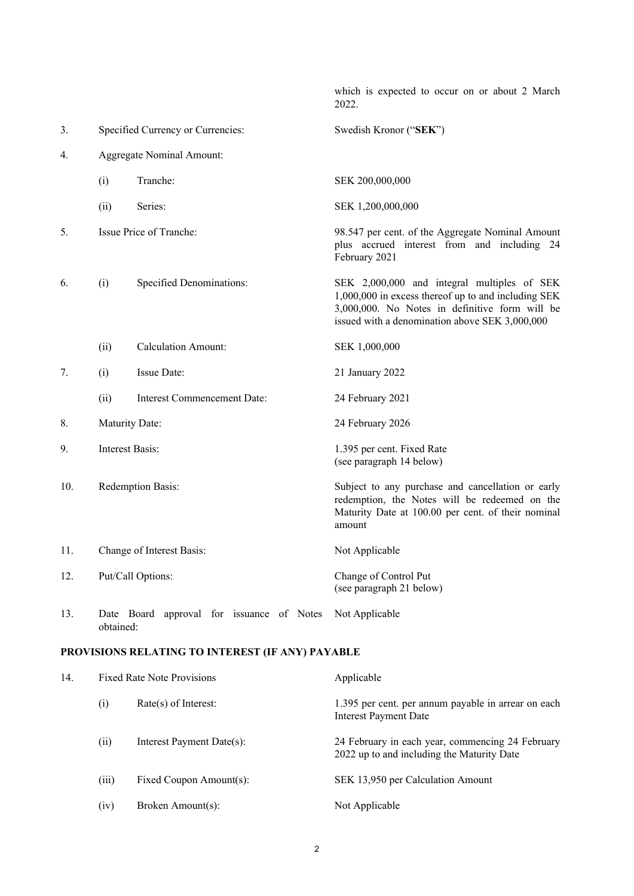| | | | |
|---|---|---|---|
| | | | which is expected to occur on or about 2 March 2022. |
| 3. | Specified Currency or Currencies: | | Swedish Kronor ("**SEK**") |
| 4. | Aggregate Nominal Amount: | | |
| | (i) | Tranche: | SEK 200,000,000 |
| | (ii) | Series: | SEK 1,200,000,000 |
| 5. | Issue Price of Tranche: | | 98.547 per cent. of the Aggregate Nominal Amount plus accrued interest from and including 24 February 2021 |
| 6. | (i) | Specified Denominations: | SEK 2,000,000 and integral multiples of SEK 1,000,000 in excess thereof up to and including SEK 3,000,000. No Notes in definitive form will be issued with a denomination above SEK 3,000,000 |
| | (ii) | Calculation Amount: | SEK 1,000,000 |
| 7. | (i) | Issue Date: | 21 January 2022 |
| | (ii) | Interest Commencement Date: | 24 February 2021 |
| 8. | Maturity Date: | | 24 February 2026 |
| 9. | Interest Basis: | | 1.395 per cent. Fixed Rate (see paragraph 14 below) |
| 10. | Redemption Basis: | | Subject to any purchase and cancellation or early redemption, the Notes will be redeemed on the Maturity Date at 100.00 per cent. of their nominal amount |
| 11. | Change of Interest Basis: | | Not Applicable |
| 12. | Put/Call Options: | | Change of Control Put (see paragraph 21 below) |
| 13. | Date Board approval for issuance of Notes obtained: | | Not Applicable |

**PROVISIONS RELATING TO INTEREST (IF ANY) PAYABLE**

| | | | |
|---|---|---|---|
| 14. | Fixed Rate Note Provisions | | Applicable |
| | (i) | Rate(s) of Interest: | 1.395 per cent. per annum payable in arrear on each Interest Payment Date |
| | (ii) | Interest Payment Date(s): | 24 February in each year, commencing 24 February 2022 up to and including the Maturity Date |
| | (iii) | Fixed Coupon Amount(s): | SEK 13,950 per Calculation Amount |
| | (iv) | Broken Amount(s): | Not Applicable |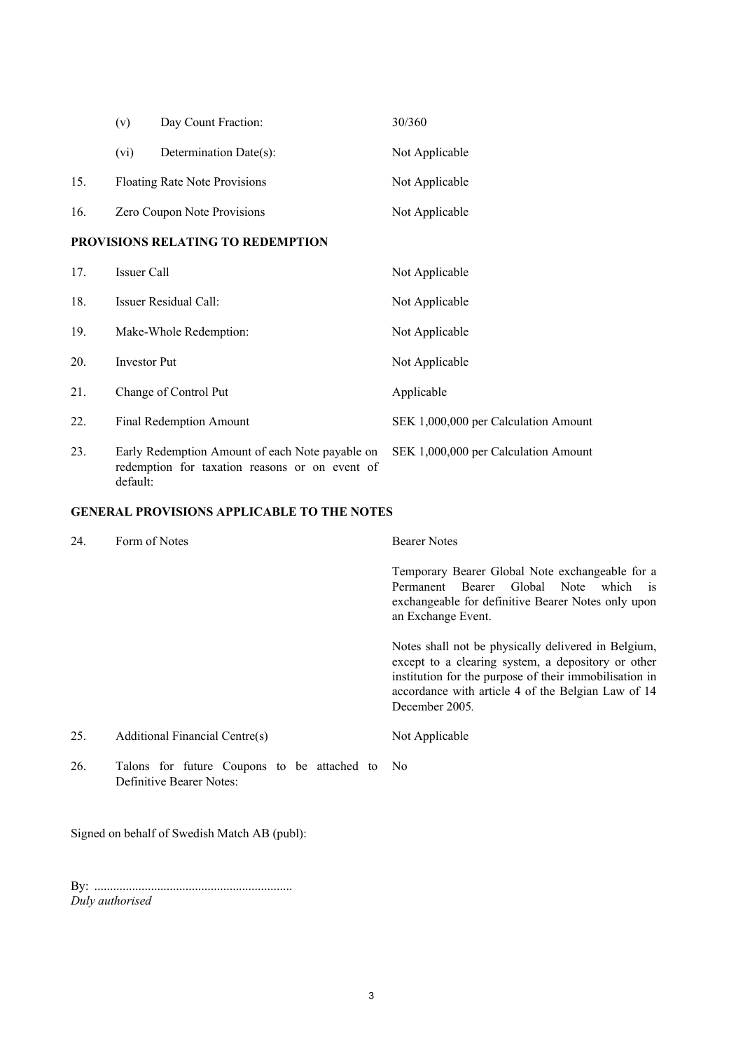| | | |
|---|---|---|
| | (v) Day Count Fraction: | 30/360 |
| | (vi) Determination Date(s): | Not Applicable |
| 15. | Floating Rate Note Provisions | Not Applicable |
| 16. | Zero Coupon Note Provisions | Not Applicable |

**PROVISIONS RELATING TO REDEMPTION**

| | | |
|---|---|---|
| 17. | Issuer Call | Not Applicable |
| 18. | Issuer Residual Call: | Not Applicable |
| 19. | Make-Whole Redemption: | Not Applicable |
| 20. | Investor Put | Not Applicable |
| 21. | Change of Control Put | Applicable |
| 22. | Final Redemption Amount | SEK 1,000,000 per Calculation Amount |
| 23. | Early Redemption Amount of each Note payable on redemption for taxation reasons or on event of default: | SEK 1,000,000 per Calculation Amount |

**GENERAL PROVISIONS APPLICABLE TO THE NOTES**

| | | |
|---|---|---|
| 24. | Form of Notes | Bearer Notes<br><br>Temporary Bearer Global Note exchangeable for a Permanent Bearer Global Note which is exchangeable for definitive Bearer Notes only upon an Exchange Event.<br><br>Notes shall not be physically delivered in Belgium, except to a clearing system, a depository or other institution for the purpose of their immobilisation in accordance with article 4 of the Belgian Law of 14 December 2005. |
| 25. | Additional Financial Centre(s) | Not Applicable |
| 26. | Talons for future Coupons to be attached to Definitive Bearer Notes: | No |

Signed on behalf of Swedish Match AB (publ):

By: ..............................................................
*Duly authorised*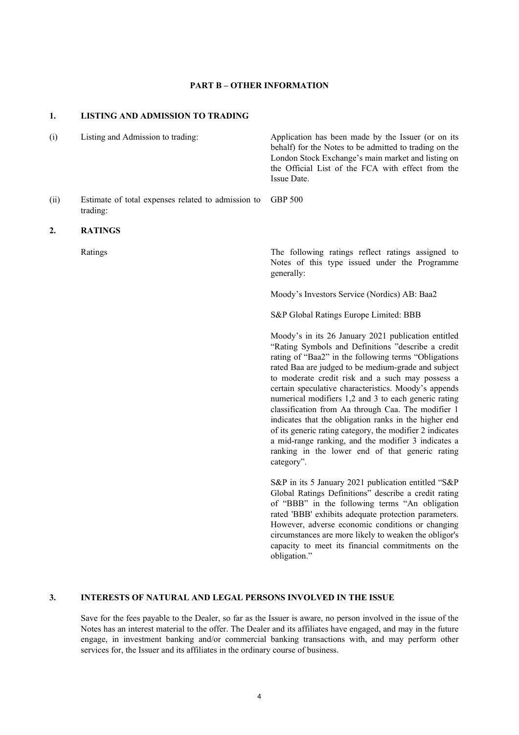## PART B – OTHER INFORMATION

### 1. LISTING AND ADMISSION TO TRADING

| | | |
|---|---|---|
| (i) | Listing and Admission to trading: | Application has been made by the Issuer (or on its behalf) for the Notes to be admitted to trading on the London Stock Exchange's main market and listing on the Official List of the FCA with effect from the Issue Date. |
| (ii) | Estimate of total expenses related to admission to trading: | GBP 500 |

### 2. RATINGS

Ratings

The following ratings reflect ratings assigned to Notes of this type issued under the Programme generally:

Moody's Investors Service (Nordics) AB: Baa2

S&P Global Ratings Europe Limited: BBB

Moody's in its 26 January 2021 publication entitled "Rating Symbols and Definitions "describe a credit rating of "Baa2" in the following terms "Obligations rated Baa are judged to be medium-grade and subject to moderate credit risk and a such may possess a certain speculative characteristics. Moody's appends numerical modifiers 1,2 and 3 to each generic rating classification from Aa through Caa. The modifier 1 indicates that the obligation ranks in the higher end of its generic rating category, the modifier 2 indicates a mid-range ranking, and the modifier 3 indicates a ranking in the lower end of that generic rating category".

S&P in its 5 January 2021 publication entitled "S&P Global Ratings Definitions" describe a credit rating of "BBB" in the following terms "An obligation rated 'BBB' exhibits adequate protection parameters. However, adverse economic conditions or changing circumstances are more likely to weaken the obligor's capacity to meet its financial commitments on the obligation."

### 3. INTERESTS OF NATURAL AND LEGAL PERSONS INVOLVED IN THE ISSUE

Save for the fees payable to the Dealer, so far as the Issuer is aware, no person involved in the issue of the Notes has an interest material to the offer. The Dealer and its affiliates have engaged, and may in the future engage, in investment banking and/or commercial banking transactions with, and may perform other services for, the Issuer and its affiliates in the ordinary course of business.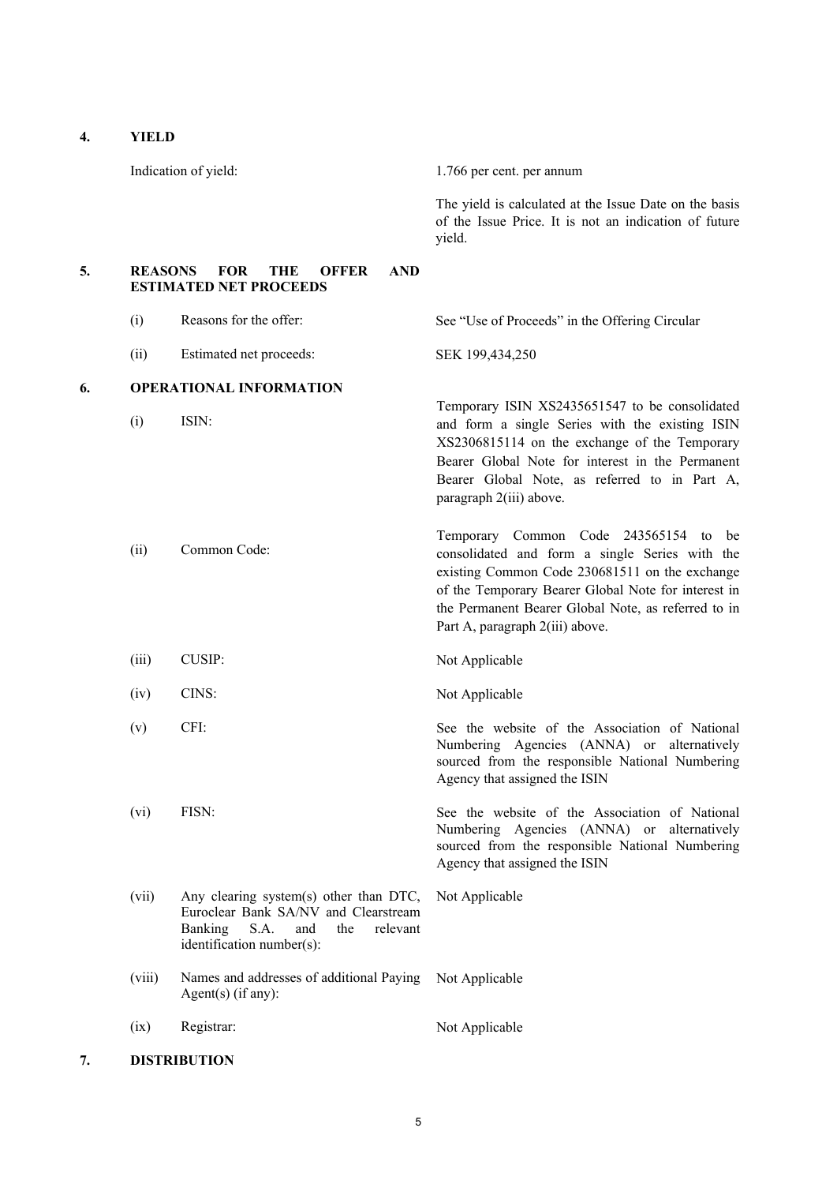## 4. YIELD

| | |
|---|---|
| Indication of yield: | 1.766 per cent. per annum |
| | The yield is calculated at the Issue Date on the basis of the Issue Price. It is not an indication of future yield. |

## 5. REASONS FOR THE OFFER AND ESTIMATED NET PROCEEDS

| | | |
|---|---|---|
| (i) | Reasons for the offer: | See "Use of Proceeds" in the Offering Circular |
| (ii) | Estimated net proceeds: | SEK 199,434,250 |

## 6. OPERATIONAL INFORMATION

| | | |
|---|---|---|
| (i) | ISIN: | Temporary ISIN XS2435651547 to be consolidated and form a single Series with the existing ISIN XS2306815114 on the exchange of the Temporary Bearer Global Note for interest in the Permanent Bearer Global Note, as referred to in Part A, paragraph 2(iii) above. |
| (ii) | Common Code: | Temporary Common Code 243565154 to be consolidated and form a single Series with the existing Common Code 230681511 on the exchange of the Temporary Bearer Global Note for interest in the Permanent Bearer Global Note, as referred to in Part A, paragraph 2(iii) above. |
| (iii) | CUSIP: | Not Applicable |
| (iv) | CINS: | Not Applicable |
| (v) | CFI: | See the website of the Association of National Numbering Agencies (ANNA) or alternatively sourced from the responsible National Numbering Agency that assigned the ISIN |
| (vi) | FISN: | See the website of the Association of National Numbering Agencies (ANNA) or alternatively sourced from the responsible National Numbering Agency that assigned the ISIN |
| (vii) | Any clearing system(s) other than DTC, Euroclear Bank SA/NV and Clearstream Banking S.A. and the relevant identification number(s): | Not Applicable |
| (viii) | Names and addresses of additional Paying Agent(s) (if any): | Not Applicable |
| (ix) | Registrar: | Not Applicable |

## 7. DISTRIBUTION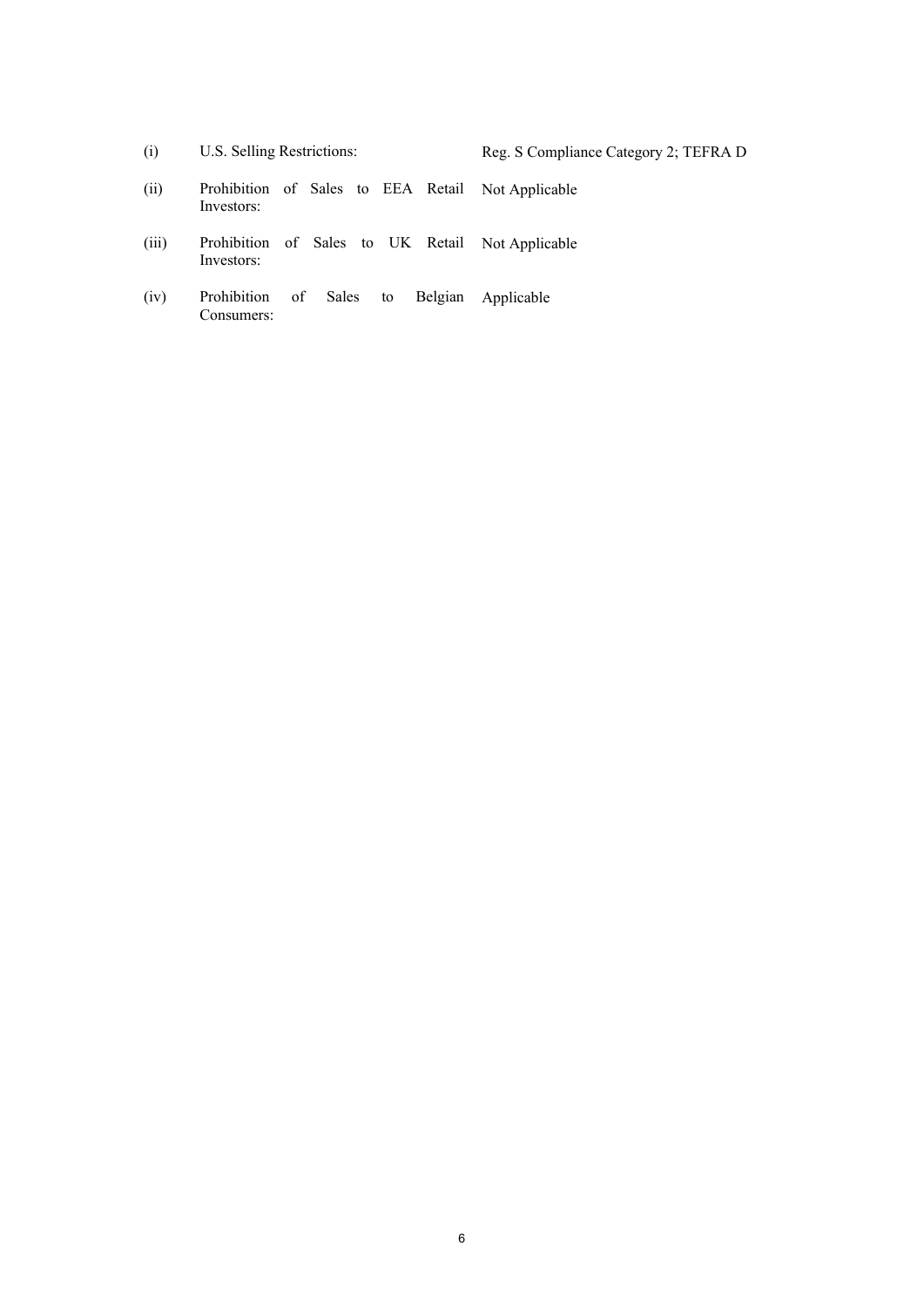| | | |
|---|---|---|
| (i) | U.S. Selling Restrictions: | Reg. S Compliance Category 2; TEFRA D |
| (ii) | Prohibition of Sales to EEA Retail Investors: | Not Applicable |
| (iii) | Prohibition of Sales to UK Retail Investors: | Not Applicable |
| (iv) | Prohibition of Sales to Belgian Consumers: | Applicable |